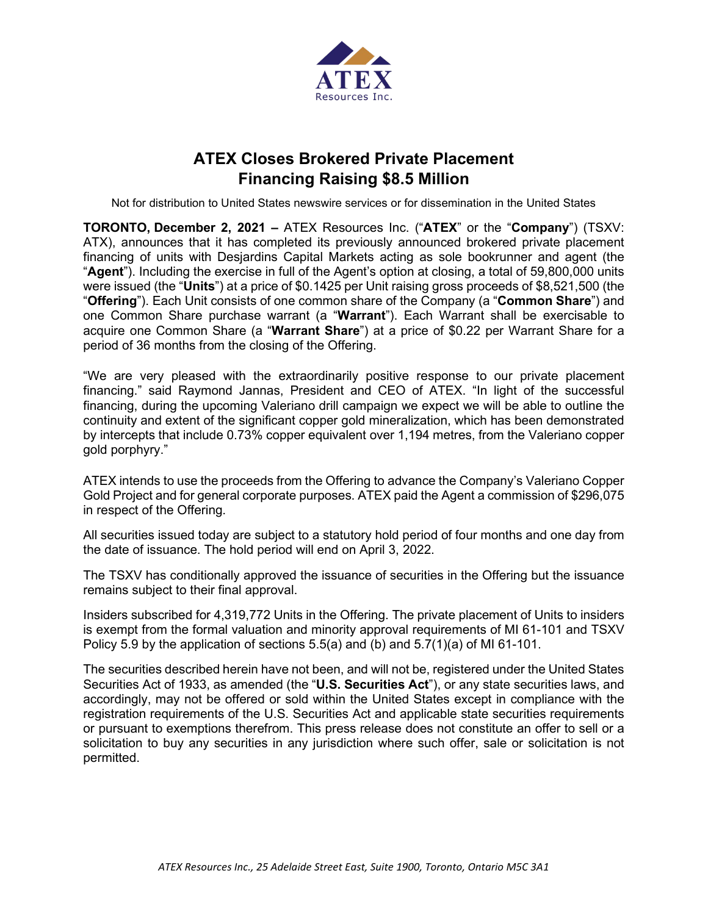ATEX
Resources Inc.

# ATEX Closes Brokered Private Placement Financing Raising $8.5 Million

Not for distribution to United States newswire services or for dissemination in the United States

**TORONTO, December 2, 2021 –** ATEX Resources Inc. ("**ATEX**" or the "**Company**") (TSXV: ATX), announces that it has completed its previously announced brokered private placement financing of units with Desjardins Capital Markets acting as sole bookrunner and agent (the "**Agent**"). Including the exercise in full of the Agent's option at closing, a total of 59,800,000 units were issued (the "**Units**") at a price of $0.1425 per Unit raising gross proceeds of $8,521,500 (the "**Offering**"). Each Unit consists of one common share of the Company (a "**Common Share**") and one Common Share purchase warrant (a "**Warrant**"). Each Warrant shall be exercisable to acquire one Common Share (a "**Warrant Share**") at a price of $0.22 per Warrant Share for a period of 36 months from the closing of the Offering.

"We are very pleased with the extraordinarily positive response to our private placement financing." said Raymond Jannas, President and CEO of ATEX. "In light of the successful financing, during the upcoming Valeriano drill campaign we expect we will be able to outline the continuity and extent of the significant copper gold mineralization, which has been demonstrated by intercepts that include 0.73% copper equivalent over 1,194 metres, from the Valeriano copper gold porphyry."

ATEX intends to use the proceeds from the Offering to advance the Company's Valeriano Copper Gold Project and for general corporate purposes. ATEX paid the Agent a commission of $296,075 in respect of the Offering.

All securities issued today are subject to a statutory hold period of four months and one day from the date of issuance. The hold period will end on April 3, 2022.

The TSXV has conditionally approved the issuance of securities in the Offering but the issuance remains subject to their final approval.

Insiders subscribed for 4,319,772 Units in the Offering. The private placement of Units to insiders is exempt from the formal valuation and minority approval requirements of MI 61-101 and TSXV Policy 5.9 by the application of sections 5.5(a) and (b) and 5.7(1)(a) of MI 61-101.

The securities described herein have not been, and will not be, registered under the United States Securities Act of 1933, as amended (the "**U.S. Securities Act**"), or any state securities laws, and accordingly, may not be offered or sold within the United States except in compliance with the registration requirements of the U.S. Securities Act and applicable state securities requirements or pursuant to exemptions therefrom. This press release does not constitute an offer to sell or a solicitation to buy any securities in any jurisdiction where such offer, sale or solicitation is not permitted.

*ATEX Resources Inc., 25 Adelaide Street East, Suite 1900, Toronto, Ontario M5C 3A1*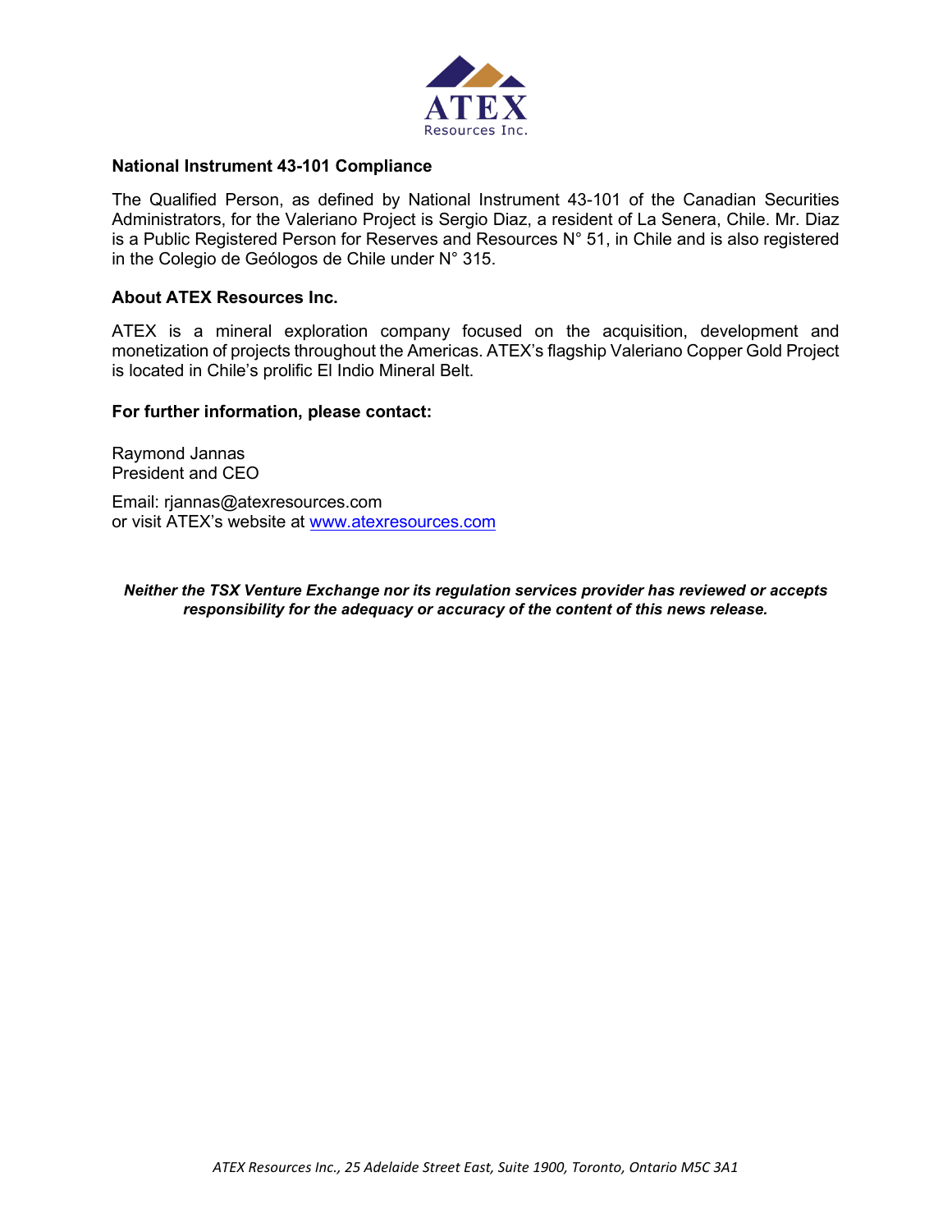**National Instrument 43-101 Compliance**

The Qualified Person, as defined by National Instrument 43-101 of the Canadian Securities Administrators, for the Valeriano Project is Sergio Diaz, a resident of La Senera, Chile. Mr. Diaz is a Public Registered Person for Reserves and Resources N° 51, in Chile and is also registered in the Colegio de Geólogos de Chile under N° 315.

**About ATEX Resources Inc.**

ATEX is a mineral exploration company focused on the acquisition, development and monetization of projects throughout the Americas. ATEX's flagship Valeriano Copper Gold Project is located in Chile's prolific El Indio Mineral Belt.

**For further information, please contact:**

Raymond Jannas
President and CEO

Email: rjannas@atexresources.com
or visit ATEX's website at www.atexresources.com

***Neither the TSX Venture Exchange nor its regulation services provider has reviewed or accepts responsibility for the adequacy or accuracy of the content of this news release.***

*ATEX Resources Inc., 25 Adelaide Street East, Suite 1900, Toronto, Ontario M5C 3A1*